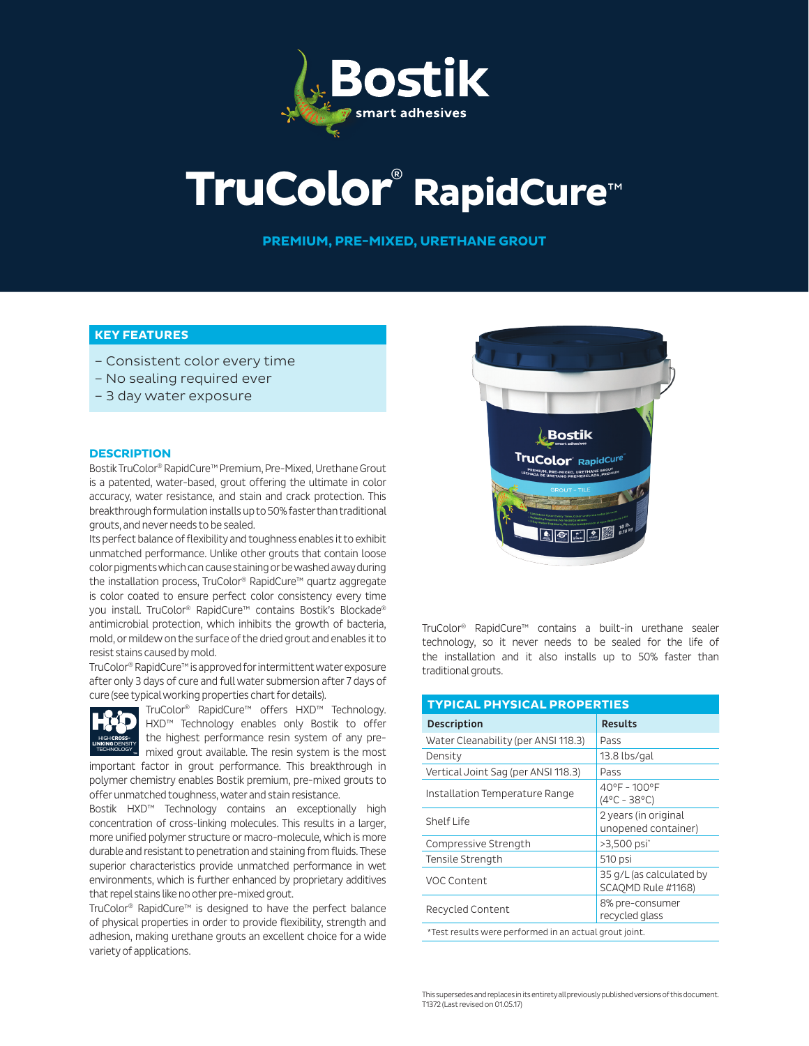# TruColor® RapidCure™

## PREMIUM, PRE-MIXED, URETHANE GROUT

### KEY FEATURES

- Consistent color every time
- No sealing required ever
- 3 day water exposure

### DESCRIPTION

Bostik TruColor® RapidCure™ Premium, Pre-Mixed, Urethane Grout is a patented, water-based, grout offering the ultimate in color accuracy, water resistance, and stain and crack protection. This breakthrough formulation installs up to 50% faster than traditional grouts, and never needs to be sealed.

Its perfect balance of flexibility and toughness enables it to exhibit unmatched performance. Unlike other grouts that contain loose color pigments which can cause staining or be washed away during the installation process, TruColor® RapidCure™ quartz aggregate is color coated to ensure perfect color consistency every time you install. TruColor® RapidCure™ contains Bostik's Blockade® antimicrobial protection, which inhibits the growth of bacteria, mold, or mildew on the surface of the dried grout and enables it to resist stains caused by mold.

TruColor® RapidCure™ is approved for intermittent water exposure after only 3 days of cure and full water submersion after 7 days of cure (see typical working properties chart for details).

TruColor® RapidCure™ offers HXD™ Technology. HXD™ Technology enables only Bostik to offer the highest performance resin system of any pre-mixed grout available. The resin system is the most important factor in grout performance. This breakthrough in polymer chemistry enables Bostik premium, pre-mixed grouts to offer unmatched toughness, water and stain resistance.

Bostik HXD™ Technology contains an exceptionally high concentration of cross-linking molecules. This results in a larger, more unified polymer structure or macro-molecule, which is more durable and resistant to penetration and staining from fluids. These superior characteristics provide unmatched performance in wet environments, which is further enhanced by proprietary additives that repel stains like no other pre-mixed grout.

TruColor® RapidCure™ is designed to have the perfect balance of physical properties in order to provide flexibility, strength and adhesion, making urethane grouts an excellent choice for a wide variety of applications.

TruColor® RapidCure™ contains a built-in urethane sealer technology, so it never needs to be sealed for the life of the installation and it also installs up to 50% faster than traditional grouts.

### TYPICAL PHYSICAL PROPERTIES

| Description | Results |
|---|---|
| Water Cleanability (per ANSI 118.3) | Pass |
| Density | 13.8 lbs/gal |
| Vertical Joint Sag (per ANSI 118.3) | Pass |
| Installation Temperature Range | 40°F - 100°F (4°C - 38°C) |
| Shelf Life | 2 years (in original unopened container) |
| Compressive Strength | >3,500 psi* |
| Tensile Strength | 510 psi |
| VOC Content | 35 g/L (as calculated by SCAQMD Rule #1168) |
| Recycled Content | 8% pre-consumer recycled glass |

*Test results were performed in an actual grout joint.

This supersedes and replaces in its entirety all previously published versions of this document.
T1372 (Last revised on 01.05.17)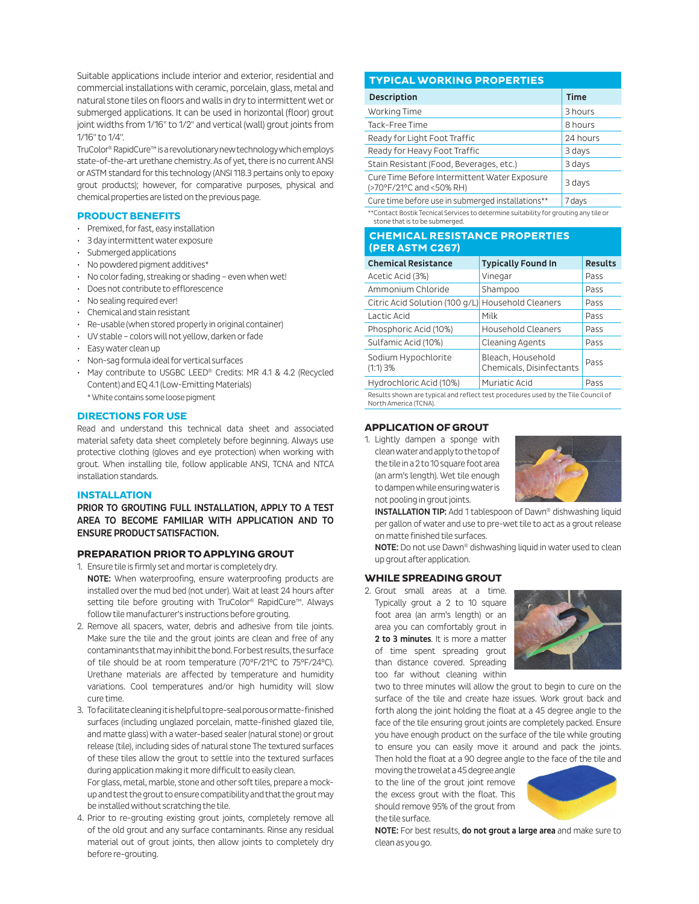Suitable applications include interior and exterior, residential and commercial installations with ceramic, porcelain, glass, metal and natural stone tiles on floors and walls in dry to intermittent wet or submerged applications. It can be used in horizontal (floor) grout joint widths from 1/16" to 1/2" and vertical (wall) grout joints from 1/16" to 1/4".

TruColor® RapidCure™ is a revolutionary new technology which employs state-of-the-art urethane chemistry. As of yet, there is no current ANSI or ASTM standard for this technology (ANSI 118.3 pertains only to epoxy grout products); however, for comparative purposes, physical and chemical properties are listed on the previous page.

## PRODUCT BENEFITS

- Premixed, for fast, easy installation
- 3 day intermittent water exposure
- Submerged applications
- No powdered pigment additives*
- No color fading, streaking or shading – even when wet!
- Does not contribute to efflorescence
- No sealing required ever!
- Chemical and stain resistant
- Re-usable (when stored properly in original container)
- UV stable – colors will not yellow, darken or fade
- Easy water clean up
- Non-sag formula ideal for vertical surfaces
- May contribute to USGBC LEED® Credits: MR 4.1 & 4.2 (Recycled Content) and EQ 4.1 (Low-Emitting Materials)

  * White contains some loose pigment

## DIRECTIONS FOR USE

Read and understand this technical data sheet and associated material safety data sheet completely before beginning. Always use protective clothing (gloves and eye protection) when working with grout. When installing tile, follow applicable ANSI, TCNA and NTCA installation standards.

## INSTALLATION

**PRIOR TO GROUTING FULL INSTALLATION, APPLY TO A TEST AREA TO BECOME FAMILIAR WITH APPLICATION AND TO ENSURE PRODUCT SATISFACTION.**

### PREPARATION PRIOR TO APPLYING GROUT

1. Ensure tile is firmly set and mortar is completely dry.

   **NOTE:** When waterproofing, ensure waterproofing products are installed over the mud bed (not under). Wait at least 24 hours after setting tile before grouting with TruColor® RapidCure™. Always follow tile manufacturer's instructions before grouting.
2. Remove all spacers, water, debris and adhesive from tile joints. Make sure the tile and grout joints are clean and free of any contaminants that may inhibit the bond. For best results, the surface of tile should be at room temperature (70°F/21°C to 75°F/24°C). Urethane materials are affected by temperature and humidity variations. Cool temperatures and/or high humidity will slow cure time.
3. To facilitate cleaning it is helpful to pre-seal porous or matte-finished surfaces (including unglazed porcelain, matte-finished glazed tile, and matte glass) with a water-based sealer (natural stone) or grout release (tile), including sides of natural stone The textured surfaces of these tiles allow the grout to settle into the textured surfaces during application making it more difficult to easily clean.

   For glass, metal, marble, stone and other soft tiles, prepare a mock-up and test the grout to ensure compatibility and that the grout may be installed without scratching the tile.
4. Prior to re-grouting existing grout joints, completely remove all of the old grout and any surface contaminants. Rinse any residual material out of grout joints, then allow joints to completely dry before re-grouting.

## TYPICAL WORKING PROPERTIES

| Description | Time |
|---|---|
| Working Time | 3 hours |
| Tack-Free Time | 8 hours |
| Ready for Light Foot Traffic | 24 hours |
| Ready for Heavy Foot Traffic | 3 days |
| Stain Resistant (Food, Beverages, etc.) | 3 days |
| Cure Time Before Intermittent Water Exposure (>70°F/21°C and <50% RH) | 3 days |
| Cure time before use in submerged installations** | 7 days |

**Contact Bostik Tecnical Services to determine suitability for grouting any tile or stone that is to be submerged.

## CHEMICAL RESISTANCE PROPERTIES (PER ASTM C267)

| Chemical Resistance | Typically Found In | Results |
|---|---|---|
| Acetic Acid (3%) | Vinegar | Pass |
| Ammonium Chloride | Shampoo | Pass |
| Citric Acid Solution (100 g/L) | Household Cleaners | Pass |
| Lactic Acid | Milk | Pass |
| Phosphoric Acid (10%) | Household Cleaners | Pass |
| Sulfamic Acid (10%) | Cleaning Agents | Pass |
| Sodium Hypochlorite (1:1) 3% | Bleach, Household Chemicals, Disinfectants | Pass |
| Hydrochloric Acid (10%) | Muriatic Acid | Pass |

Results shown are typical and reflect test procedures used by the Tile Council of North America (TCNA).

### APPLICATION OF GROUT

1. Lightly dampen a sponge with clean water and apply to the top of the tile in a 2 to 10 square foot area (an arm's length). Wet tile enough to dampen while ensuring water is not pooling in grout joints.

   **INSTALLATION TIP:** Add 1 tablespoon of Dawn® dishwashing liquid per gallon of water and use to pre-wet tile to act as a grout release on matte finished tile surfaces.

   **NOTE:** Do not use Dawn® dishwashing liquid in water used to clean up grout after application.

### WHILE SPREADING GROUT

2. Grout small areas at a time. Typically grout a 2 to 10 square foot area (an arm's length) or an area you can comfortably grout in **2 to 3 minutes**. It is more a matter of time spent spreading grout than distance covered. Spreading too far without cleaning within two to three minutes will allow the grout to begin to cure on the surface of the tile and create haze issues. Work grout back and forth along the joint holding the float at a 45 degree angle to the face of the tile ensuring grout joints are completely packed. Ensure you have enough product on the surface of the tile while grouting to ensure you can easily move it around and pack the joints. Then hold the float at a 90 degree angle to the face of the tile and moving the trowel at a 45 degree angle to the line of the grout joint remove the excess grout with the float. This should remove 95% of the grout from the tile surface.

   **NOTE:** For best results, **do not grout a large area** and make sure to clean as you go.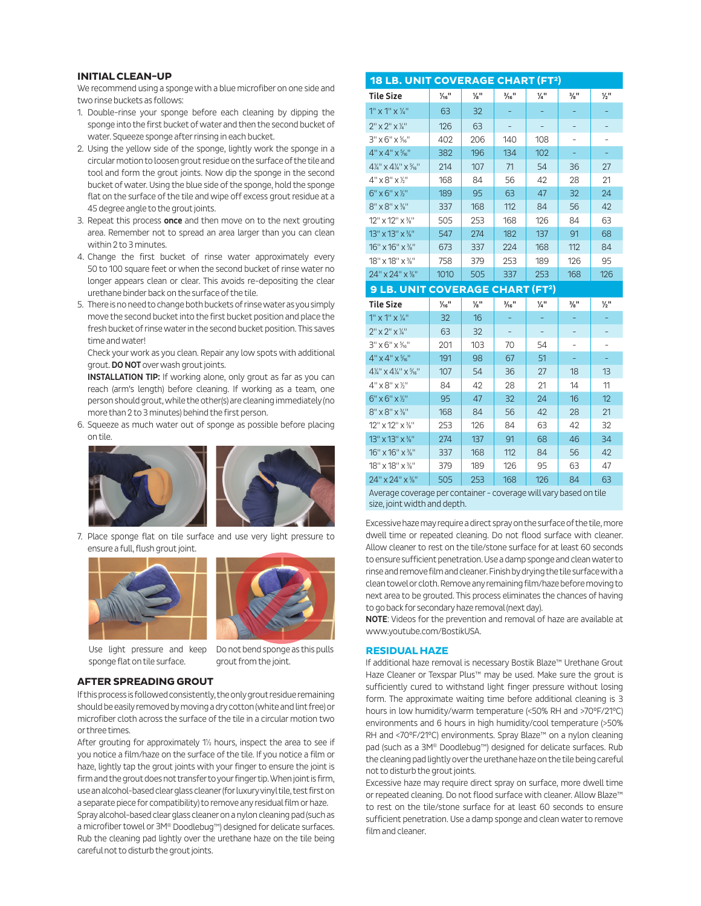## INITIAL CLEAN-UP

We recommend using a sponge with a blue microfiber on one side and two rinse buckets as follows:

1. Double-rinse your sponge before each cleaning by dipping the sponge into the first bucket of water and then the second bucket of water. Squeeze sponge after rinsing in each bucket.
2. Using the yellow side of the sponge, lightly work the sponge in a circular motion to loosen grout residue on the surface of the tile and tool and form the grout joints. Now dip the sponge in the second bucket of water. Using the blue side of the sponge, hold the sponge flat on the surface of the tile and wipe off excess grout residue at a 45 degree angle to the grout joints.
3. Repeat this process **once** and then move on to the next grouting area. Remember not to spread an area larger than you can clean within 2 to 3 minutes.
4. Change the first bucket of rinse water approximately every 50 to 100 square feet or when the second bucket of rinse water no longer appears clean or clear. This avoids re-depositing the clear urethane binder back on the surface of the tile.
5. There is no need to change both buckets of rinse water as you simply move the second bucket into the first bucket position and place the fresh bucket of rinse water in the second bucket position. This saves time and water!

   Check your work as you clean. Repair any low spots with additional grout. **DO NOT** over wash grout joints.

   **INSTALLATION TIP:** If working alone, only grout as far as you can reach (arm's length) before cleaning. If working as a team, one person should grout, while the other(s) are cleaning immediately (no more than 2 to 3 minutes) behind the first person.
6. Squeeze as much water out of sponge as possible before placing on tile.
7. Place sponge flat on tile surface and use very light pressure to ensure a full, flush grout joint.

Use light pressure and keep sponge flat on tile surface.

Do not bend sponge as this pulls grout from the joint.

## AFTER SPREADING GROUT

If this process is followed consistently, the only grout residue remaining should be easily removed by moving a dry cotton (white and lint free) or microfiber cloth across the surface of the tile in a circular motion two or three times.

After grouting for approximately 1½ hours, inspect the area to see if you notice a film/haze on the surface of the tile. If you notice a film or haze, lightly tap the grout joints with your finger to ensure the joint is firm and the grout does not transfer to your finger tip. When joint is firm, use an alcohol-based clear glass cleaner (for luxury vinyl tile, test first on a separate piece for compatibility) to remove any residual film or haze. Spray alcohol-based clear glass cleaner on a nylon cleaning pad (such as a microfiber towel or 3M® Doodlebug™) designed for delicate surfaces. Rub the cleaning pad lightly over the urethane haze on the tile being careful not to disturb the grout joints.

## 18 LB. UNIT COVERAGE CHART (FT²)

| Tile Size | ¹⁄₁₆" | ⅛" | ³⁄₁₆" | ¼" | ⅜" | ½" |
|---|---|---|---|---|---|---|
| 1" x 1" x ¼" | 63 | 32 | - | - | - | - |
| 2" x 2" x ¼" | 126 | 63 | - | - | - | - |
| 3" x 6" x ⁵⁄₁₆" | 402 | 206 | 140 | 108 | - | - |
| 4" x 4" x ⁵⁄₁₆" | 382 | 196 | 134 | 102 | - | - |
| 4¼" x 4¼" x ⁵⁄₁₆" | 214 | 107 | 71 | 54 | 36 | 27 |
| 4" x 8" x ½" | 168 | 84 | 56 | 42 | 28 | 21 |
| 6" x 6" x ½" | 189 | 95 | 63 | 47 | 32 | 24 |
| 8" x 8" x ⅜" | 337 | 168 | 112 | 84 | 56 | 42 |
| 12" x 12" x ⅜" | 505 | 253 | 168 | 126 | 84 | 63 |
| 13" x 13" x ⅜" | 547 | 274 | 182 | 137 | 91 | 68 |
| 16" x 16" x ⅜" | 673 | 337 | 224 | 168 | 112 | 84 |
| 18" x 18" x ⅜" | 758 | 379 | 253 | 189 | 126 | 95 |
| 24" x 24" x ⅜" | 1010 | 505 | 337 | 253 | 168 | 126 |

## 9 LB. UNIT COVERAGE CHART (FT²)

| Tile Size | ¹⁄₁₆" | ⅛" | ³⁄₁₆" | ¼" | ⅜" | ½" |
|---|---|---|---|---|---|---|
| 1" x 1" x ¼" | 32 | 16 | - | - | - | - |
| 2" x 2" x ¼" | 63 | 32 | - | - | - | - |
| 3" x 6" x ⁵⁄₁₆" | 201 | 103 | 70 | 54 | - | - |
| 4" x 4" x ⁵⁄₁₆" | 191 | 98 | 67 | 51 | - | - |
| 4¼" x 4¼" x ⁵⁄₁₆" | 107 | 54 | 36 | 27 | 18 | 13 |
| 4" x 8" x ½" | 84 | 42 | 28 | 21 | 14 | 11 |
| 6" x 6" x ½" | 95 | 47 | 32 | 24 | 16 | 12 |
| 8" x 8" x ⅜" | 168 | 84 | 56 | 42 | 28 | 21 |
| 12" x 12" x ⅜" | 253 | 126 | 84 | 63 | 42 | 32 |
| 13" x 13" x ⅜" | 274 | 137 | 91 | 68 | 46 | 34 |
| 16" x 16" x ⅜" | 337 | 168 | 112 | 84 | 56 | 42 |
| 18" x 18" x ⅜" | 379 | 189 | 126 | 95 | 63 | 47 |
| 24" x 24" x ⅜" | 505 | 253 | 168 | 126 | 84 | 63 |

Average coverage per container - coverage will vary based on tile size, joint width and depth.

Excessive haze may require a direct spray on the surface of the tile, more dwell time or repeated cleaning. Do not flood surface with cleaner. Allow cleaner to rest on the tile/stone surface for at least 60 seconds to ensure sufficient penetration. Use a damp sponge and clean water to rinse and remove film and cleaner. Finish by drying the tile surface with a clean towel or cloth. Remove any remaining film/haze before moving to next area to be grouted. This process eliminates the chances of having to go back for secondary haze removal (next day).

**NOTE**: Videos for the prevention and removal of haze are available at www.youtube.com/BostikUSA.

## RESIDUAL HAZE

If additional haze removal is necessary Bostik Blaze™ Urethane Grout Haze Cleaner or Texspar Plus™ may be used. Make sure the grout is sufficiently cured to withstand light finger pressure without losing form. The approximate waiting time before additional cleaning is 3 hours in low humidity/warm temperature (<50% RH and >70°F/21°C) environments and 6 hours in high humidity/cool temperature (>50% RH and <70°F/21°C) environments. Spray Blaze™ on a nylon cleaning pad (such as a 3M® Doodlebug™) designed for delicate surfaces. Rub the cleaning pad lightly over the urethane haze on the tile being careful not to disturb the grout joints.

Excessive haze may require direct spray on surface, more dwell time or repeated cleaning. Do not flood surface with cleaner. Allow Blaze™ to rest on the tile/stone surface for at least 60 seconds to ensure sufficient penetration. Use a damp sponge and clean water to remove film and cleaner.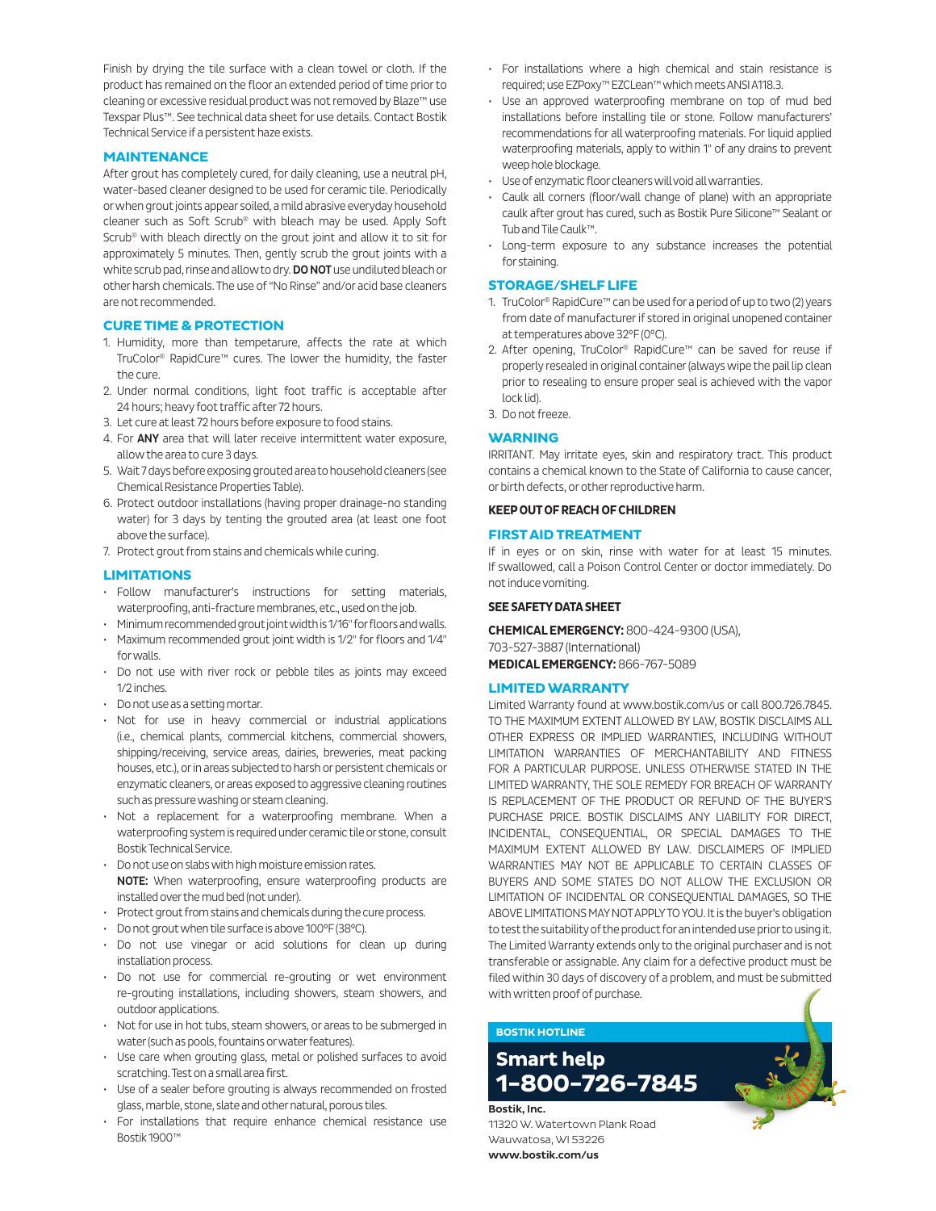Finish by drying the tile surface with a clean towel or cloth. If the product has remained on the floor an extended period of time prior to cleaning or excessive residual product was not removed by Blaze™ use Texspar Plus™. See technical data sheet for use details. Contact Bostik Technical Service if a persistent haze exists.

## MAINTENANCE

After grout has completely cured, for daily cleaning, use a neutral pH, water-based cleaner designed to be used for ceramic tile. Periodically or when grout joints appear soiled, a mild abrasive everyday household cleaner such as Soft Scrub® with bleach may be used. Apply Soft Scrub® with bleach directly on the grout joint and allow it to sit for approximately 5 minutes. Then, gently scrub the grout joints with a white scrub pad, rinse and allow to dry. **DO NOT** use undiluted bleach or other harsh chemicals. The use of "No Rinse" and/or acid base cleaners are not recommended.

## CURE TIME & PROTECTION

1. Humidity, more than tempetarure, affects the rate at which TruColor® RapidCure™ cures. The lower the humidity, the faster the cure.
2. Under normal conditions, light foot traffic is acceptable after 24 hours; heavy foot traffic after 72 hours.
3. Let cure at least 72 hours before exposure to food stains.
4. For **ANY** area that will later receive intermittent water exposure, allow the area to cure 3 days.
5. Wait 7 days before exposing grouted area to household cleaners (see Chemical Resistance Properties Table).
6. Protect outdoor installations (having proper drainage-no standing water) for 3 days by tenting the grouted area (at least one foot above the surface).
7. Protect grout from stains and chemicals while curing.

## LIMITATIONS

- Follow manufacturer's instructions for setting materials, waterproofing, anti-fracture membranes, etc., used on the job.
- Minimum recommended grout joint width is 1/16" for floors and walls.
- Maximum recommended grout joint width is 1/2" for floors and 1/4" for walls.
- Do not use with river rock or pebble tiles as joints may exceed 1/2 inches.
- Do not use as a setting mortar.
- Not for use in heavy commercial or industrial applications (i.e., chemical plants, commercial kitchens, commercial showers, shipping/receiving, service areas, dairies, breweries, meat packing houses, etc.), or in areas subjected to harsh or persistent chemicals or enzymatic cleaners, or areas exposed to aggressive cleaning routines such as pressure washing or steam cleaning.
- Not a replacement for a waterproofing membrane. When a waterproofing system is required under ceramic tile or stone, consult Bostik Technical Service.
- Do not use on slabs with high moisture emission rates.
  **NOTE:** When waterproofing, ensure waterproofing products are installed over the mud bed (not under).
- Protect grout from stains and chemicals during the cure process.
- Do not grout when tile surface is above 100°F (38°C).
- Do not use vinegar or acid solutions for clean up during installation process.
- Do not use for commercial re-grouting or wet environment re-grouting installations, including showers, steam showers, and outdoor applications.
- Not for use in hot tubs, steam showers, or areas to be submerged in water (such as pools, fountains or water features).
- Use care when grouting glass, metal or polished surfaces to avoid scratching. Test on a small area first.
- Use of a sealer before grouting is always recommended on frosted glass, marble, stone, slate and other natural, porous tiles.
- For installations that require enhance chemical resistance use Bostik 1900™
- For installations where a high chemical and stain resistance is required; use EZPoxy™ EZCLean™ which meets ANSI A118.3.
- Use an approved waterproofing membrane on top of mud bed installations before installing tile or stone. Follow manufacturers' recommendations for all waterproofing materials. For liquid applied waterproofing materials, apply to within 1" of any drains to prevent weep hole blockage.
- Use of enzymatic floor cleaners will void all warranties.
- Caulk all corners (floor/wall change of plane) with an appropriate caulk after grout has cured, such as Bostik Pure Silicone™ Sealant or Tub and Tile Caulk™.
- Long-term exposure to any substance increases the potential for staining.

## STORAGE/SHELF LIFE

1. TruColor® RapidCure™ can be used for a period of up to two (2) years from date of manufacturer if stored in original unopened container at temperatures above 32°F (0°C).
2. After opening, TruColor® RapidCure™ can be saved for reuse if properly resealed in original container (always wipe the pail lip clean prior to resealing to ensure proper seal is achieved with the vapor lock lid).
3. Do not freeze.

## WARNING

IRRITANT. May irritate eyes, skin and respiratory tract. This product contains a chemical known to the State of California to cause cancer, or birth defects, or other reproductive harm.

**KEEP OUT OF REACH OF CHILDREN**

## FIRST AID TREATMENT

If in eyes or on skin, rinse with water for at least 15 minutes. If swallowed, call a Poison Control Center or doctor immediately. Do not induce vomiting.

**SEE SAFETY DATA SHEET**

**CHEMICAL EMERGENCY:** 800-424-9300 (USA), 703-527-3887 (International)
**MEDICAL EMERGENCY:** 866-767-5089

## LIMITED WARRANTY

Limited Warranty found at www.bostik.com/us or call 800.726.7845. TO THE MAXIMUM EXTENT ALLOWED BY LAW, BOSTIK DISCLAIMS ALL OTHER EXPRESS OR IMPLIED WARRANTIES, INCLUDING WITHOUT LIMITATION WARRANTIES OF MERCHANTABILITY AND FITNESS FOR A PARTICULAR PURPOSE. UNLESS OTHERWISE STATED IN THE LIMITED WARRANTY, THE SOLE REMEDY FOR BREACH OF WARRANTY IS REPLACEMENT OF THE PRODUCT OR REFUND OF THE BUYER'S PURCHASE PRICE. BOSTIK DISCLAIMS ANY LIABILITY FOR DIRECT, INCIDENTAL, CONSEQUENTIAL, OR SPECIAL DAMAGES TO THE MAXIMUM EXTENT ALLOWED BY LAW. DISCLAIMERS OF IMPLIED WARRANTIES MAY NOT BE APPLICABLE TO CERTAIN CLASSES OF BUYERS AND SOME STATES DO NOT ALLOW THE EXCLUSION OR LIMITATION OF INCIDENTAL OR CONSEQUENTIAL DAMAGES, SO THE ABOVE LIMITATIONS MAY NOT APPLY TO YOU. It is the buyer's obligation to test the suitability of the product for an intended use prior to using it. The Limited Warranty extends only to the original purchaser and is not transferable or assignable. Any claim for a defective product must be filed within 30 days of discovery of a problem, and must be submitted with written proof of purchase.

**BOSTIK HOTLINE**

**Smart help**
**1-800-726-7845**

**Bostik, Inc.**
11320 W. Watertown Plank Road
Wauwatosa, WI 53226
**www.bostik.com/us**